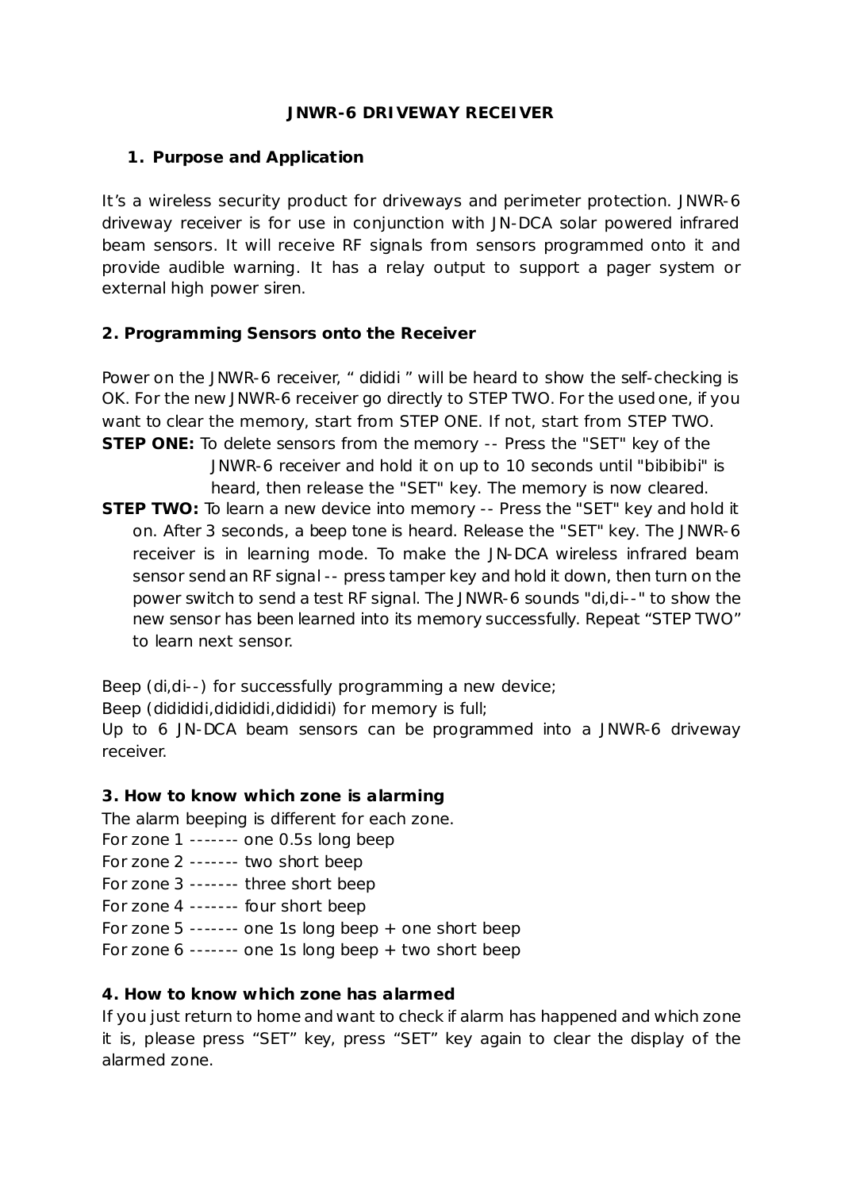# JNWR-6 DRIVEWAY RECEIVER

## 1. Purpose and Application

It's a wireless security product for driveways and perimeter protection. JNWR-6 driveway receiver is for use in conjunction with JN-DCA solar powered infrared beam sensors. It will receive RF signals from sensors programmed onto it and provide audible warning. It has a relay output to support a pager system or external high power siren.

## 2. Programming Sensors onto the Receiver

Power on the JNWR-6 receiver, " dididi " will be heard to show the self-checking is OK. For the new JNWR-6 receiver go directly to STEP TWO. For the used one, if you want to clear the memory, start from STEP ONE. If not, start from STEP TWO.

**STEP ONE:** To delete sensors from the memory -- Press the "SET" key of the JNWR-6 receiver and hold it on up to 10 seconds until "bibibibi" is heard, then release the "SET" key. The memory is now cleared.

**STEP TWO:** To learn a new device into memory -- Press the "SET" key and hold it on. After 3 seconds, a beep tone is heard. Release the "SET" key. The JNWR-6 receiver is in learning mode. To make the JN-DCA wireless infrared beam sensor send an RF signal -- press tamper key and hold it down, then turn on the power switch to send a test RF signal. The JNWR-6 sounds "di,di--" to show the new sensor has been learned into its memory successfully. Repeat "STEP TWO" to learn next sensor.

Beep (di,di--) for successfully programming a new device;
Beep (didididi,didididi,didididi) for memory is full;
Up to 6 JN-DCA beam sensors can be programmed into a JNWR-6 driveway receiver.

## 3. How to know which zone is alarming

The alarm beeping is different for each zone.
For zone 1 ------- one 0.5s long beep
For zone 2 ------- two short beep
For zone 3 ------- three short beep
For zone 4 ------- four short beep
For zone 5 ------- one 1s long beep + one short beep
For zone 6 ------- one 1s long beep + two short beep

## 4. How to know which zone has alarmed

If you just return to home and want to check if alarm has happened and which zone it is, please press "SET" key, press "SET" key again to clear the display of the alarmed zone.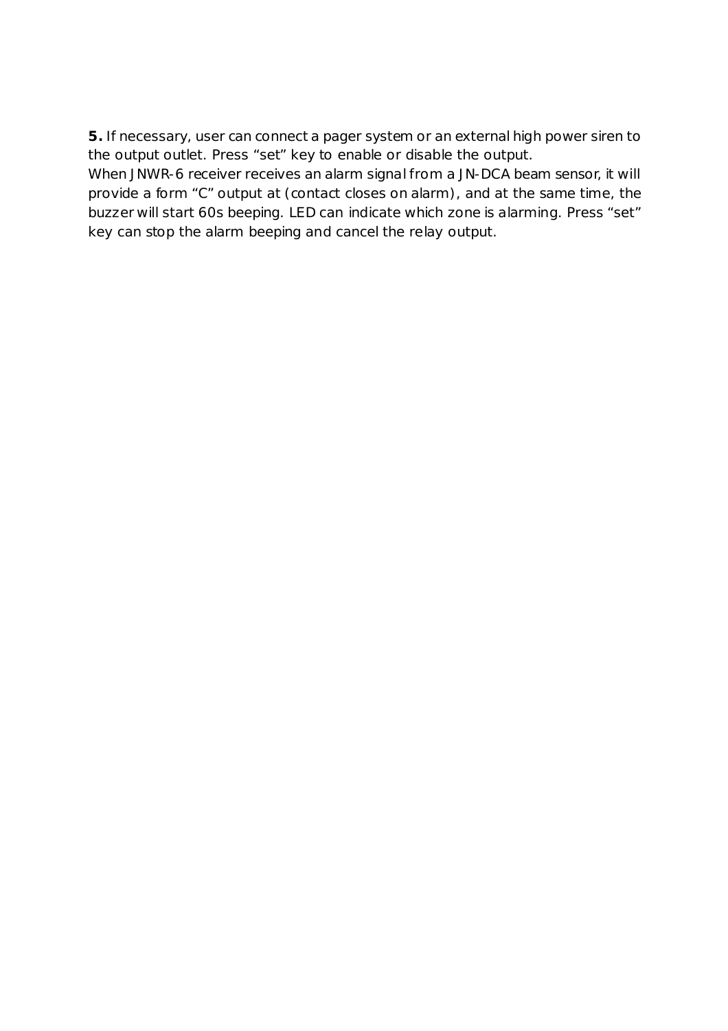**5.** If necessary, user can connect a pager system or an external high power siren to the output outlet. Press "set" key to enable or disable the output.

When JNWR-6 receiver receives an alarm signal from a JN-DCA beam sensor, it will provide a form "C" output at (contact closes on alarm), and at the same time, the buzzer will start 60s beeping. LED can indicate which zone is alarming. Press "set" key can stop the alarm beeping and cancel the relay output.